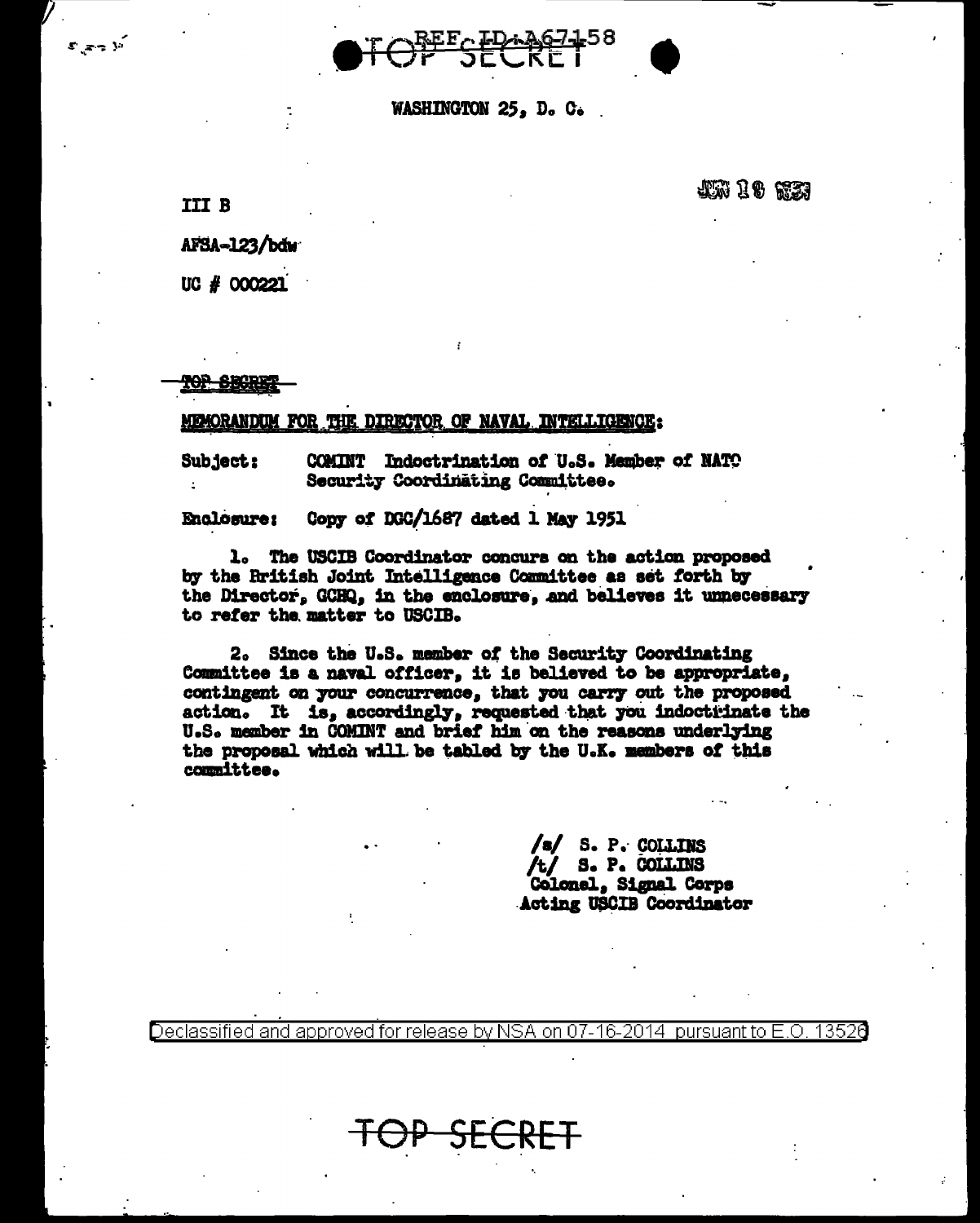REF ID:A67158

TOP SECRET

WASHINGTON 25, D. C.

JUN 18 1951

III B

AFSA-123/bdw

UC # 000221

TOP SECRET

MEMORANDUM FOR THE DIRECTOR OF NAVAL INTELLIGENCE:

Subject: COMINT Indoctrination of U.S. Member of NATO Security Coordinating Committee.

Enclosure: Copy of DGC/1687 dated 1 May 1951

1. The USCIB Coordinator concurs on the action proposed by the British Joint Intelligence Committee as set forth by the Director, GCHQ, in the enclosure, and believes it unnecessary to refer the matter to USCIB.

2. Since the U.S. member of the Security Coordinating Committee is a naval officer, it is believed to be appropriate, contingent on your concurrence, that you carry out the proposed action. It is, accordingly, requested that you indoctrinate the U.S. member in COMINT and brief him on the reasons underlying the proposal which will be tabled by the U.K. members of this committee.

/s/ S. P. COLLINS
/t/ S. P. COLLINS
Colonel, Signal Corps
Acting USCIB Coordinator

Declassified and approved for release by NSA on 07-16-2014 pursuant to E.O. 13526

TOP SECRET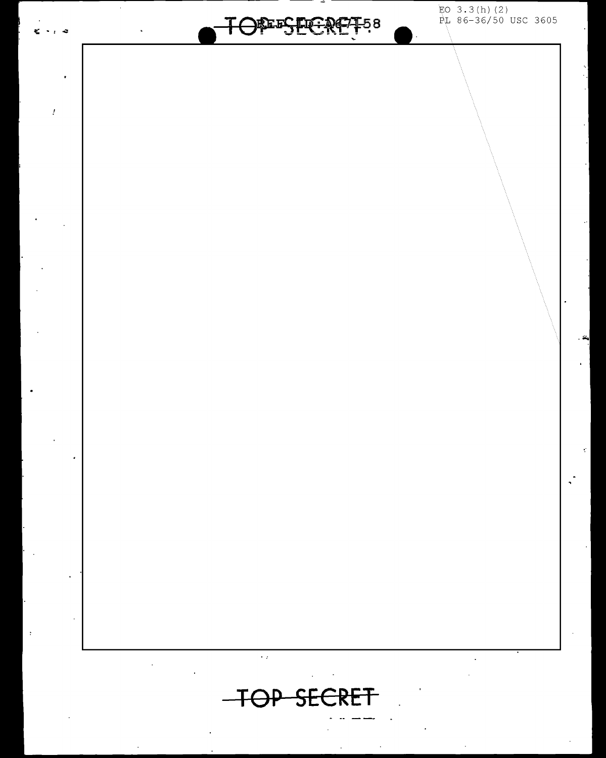EO 3.3(h)(2)
PL 86-36/50 USC 3605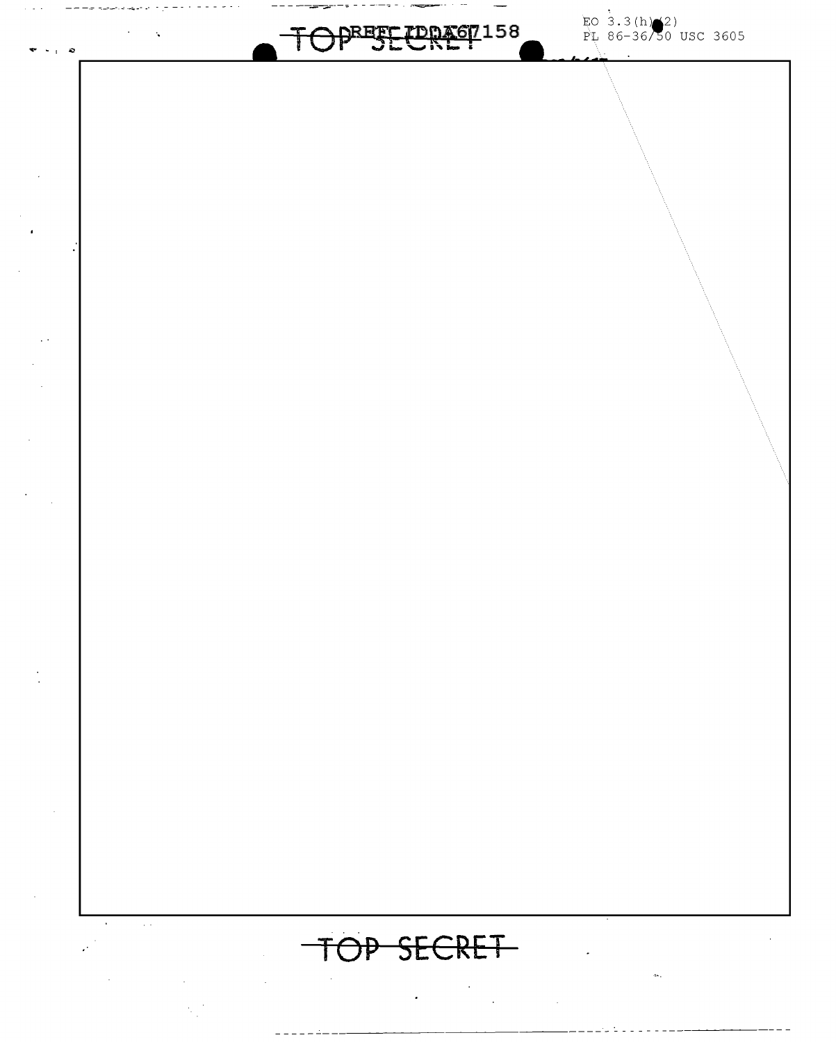TOP SECRET

REF ID:A67158

EO 3.3(h)(2)
PL 86-36/50 USC 3605

TOP SECRET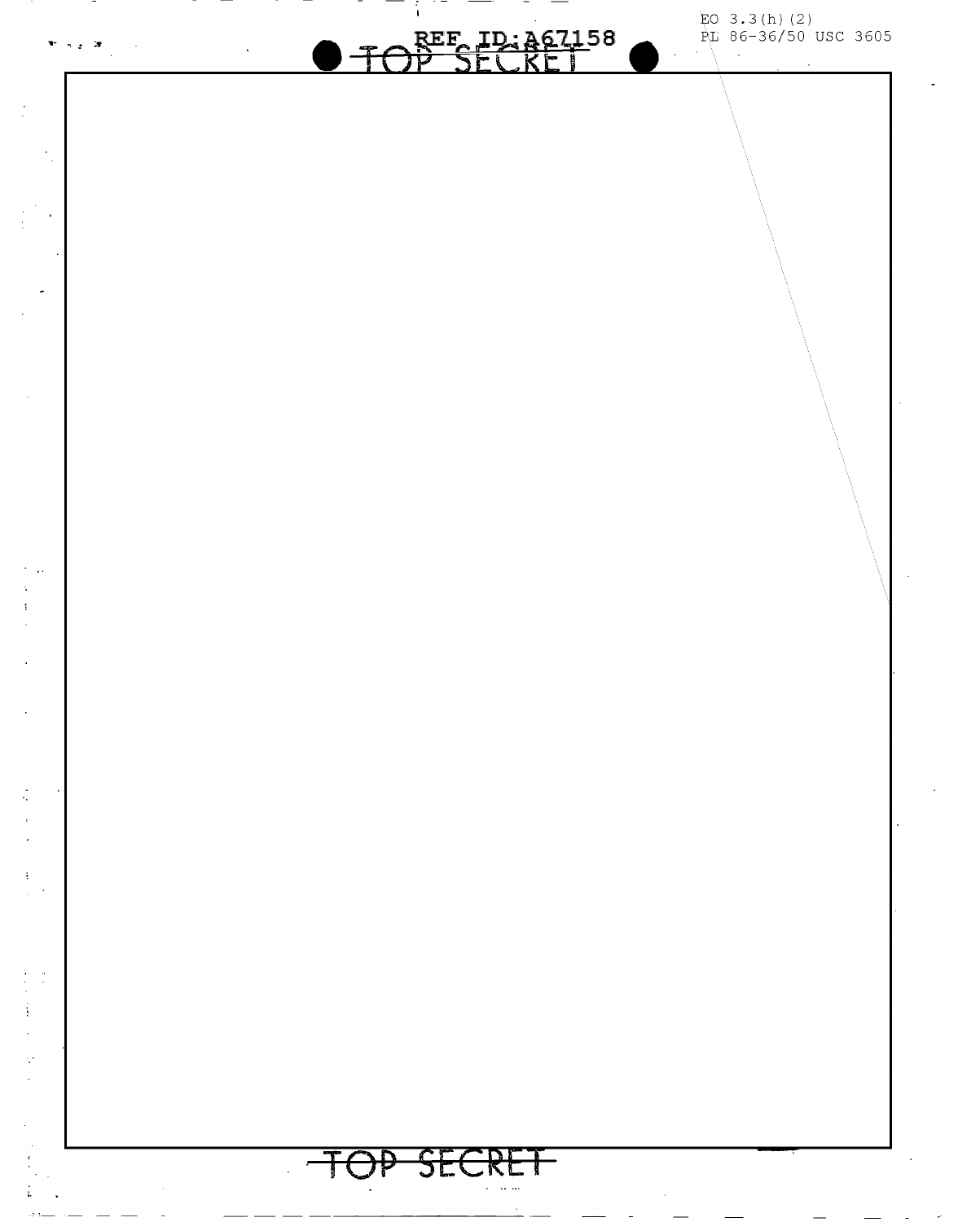EO 3.3(h)(2)
PL 86-36/50 USC 3605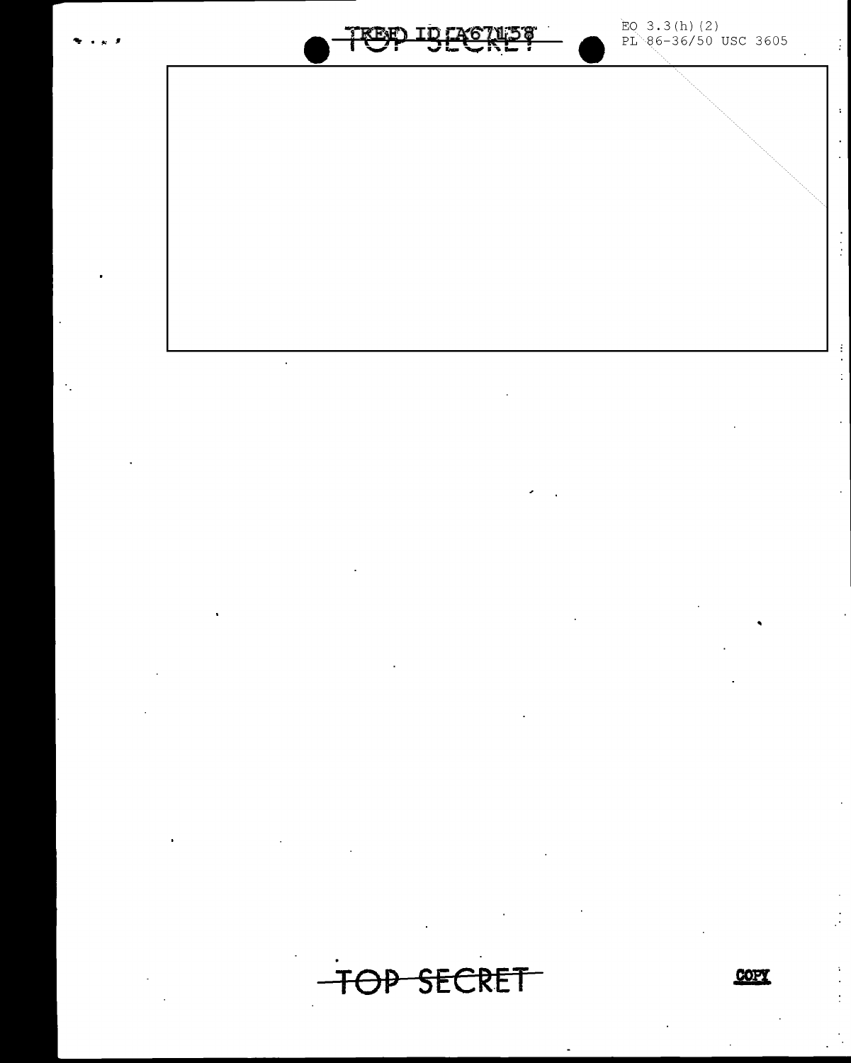EO 3.3(h)(2)
PL 86-36/50 USC 3605

COPY